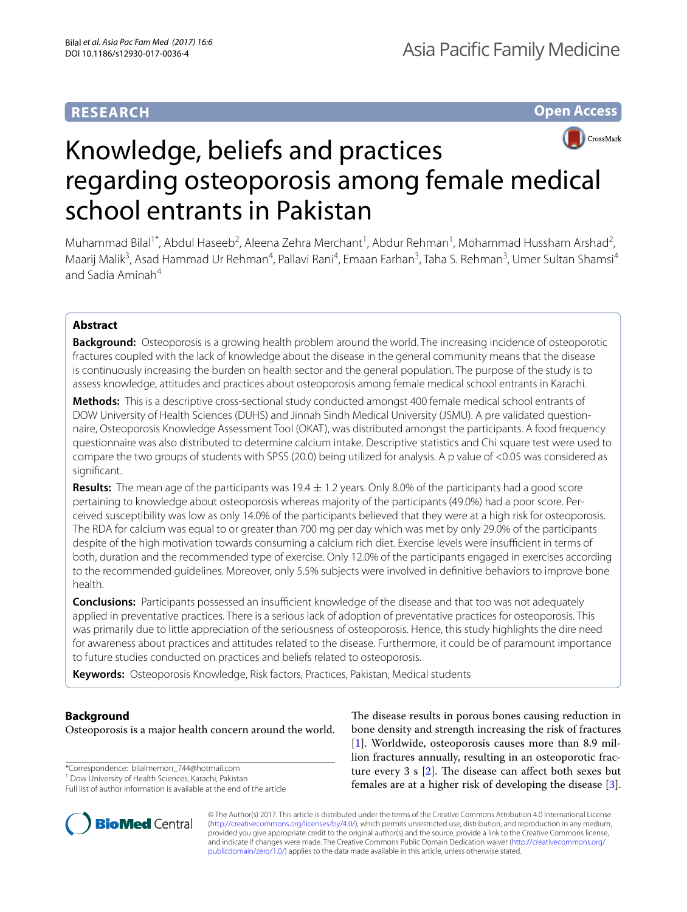**RESEARCH** **Open Access**

# Knowledge, beliefs and practices regarding osteoporosis among female medical school entrants in Pakistan

Muhammad Bilal[1*], Abdul Haseeb[2], Aleena Zehra Merchant[1], Abdur Rehman[1], Mohammad Hussham Arshad[2], Maarij Malik[3], Asad Hammad Ur Rehman[4], Pallavi Rani[4], Emaan Farhan[3], Taha S. Rehman[3], Umer Sultan Shamsi[4] and Sadia Aminah[4]

## Abstract

**Background:** Osteoporosis is a growing health problem around the world. The increasing incidence of osteoporotic fractures coupled with the lack of knowledge about the disease in the general community means that the disease is continuously increasing the burden on health sector and the general population. The purpose of the study is to assess knowledge, attitudes and practices about osteoporosis among female medical school entrants in Karachi.

**Methods:** This is a descriptive cross-sectional study conducted amongst 400 female medical school entrants of DOW University of Health Sciences (DUHS) and Jinnah Sindh Medical University (JSMU). A pre validated questionnaire, Osteoporosis Knowledge Assessment Tool (OKAT), was distributed amongst the participants. A food frequency questionnaire was also distributed to determine calcium intake. Descriptive statistics and Chi square test were used to compare the two groups of students with SPSS (20.0) being utilized for analysis. A p value of <0.05 was considered as significant.

**Results:** The mean age of the participants was 19.4 ± 1.2 years. Only 8.0% of the participants had a good score pertaining to knowledge about osteoporosis whereas majority of the participants (49.0%) had a poor score. Perceived susceptibility was low as only 14.0% of the participants believed that they were at a high risk for osteoporosis. The RDA for calcium was equal to or greater than 700 mg per day which was met by only 29.0% of the participants despite of the high motivation towards consuming a calcium rich diet. Exercise levels were insufficient in terms of both, duration and the recommended type of exercise. Only 12.0% of the participants engaged in exercises according to the recommended guidelines. Moreover, only 5.5% subjects were involved in definitive behaviors to improve bone health.

**Conclusions:** Participants possessed an insufficient knowledge of the disease and that too was not adequately applied in preventative practices. There is a serious lack of adoption of preventative practices for osteoporosis. This was primarily due to little appreciation of the seriousness of osteoporosis. Hence, this study highlights the dire need for awareness about practices and attitudes related to the disease. Furthermore, it could be of paramount importance to future studies conducted on practices and beliefs related to osteoporosis.

**Keywords:** Osteoporosis Knowledge, Risk factors, Practices, Pakistan, Medical students

## Background

Osteoporosis is a major health concern around the world. The disease results in porous bones causing reduction in bone density and strength increasing the risk of fractures [1]. Worldwide, osteoporosis causes more than 8.9 million fractures annually, resulting in an osteoporotic fracture every 3 s [2]. The disease can affect both sexes but females are at a higher risk of developing the disease [3].

*Correspondence: bilalmemon_744@hotmail.com
[1] Dow University of Health Sciences, Karachi, Pakistan
Full list of author information is available at the end of the article

© The Author(s) 2017. This article is distributed under the terms of the Creative Commons Attribution 4.0 International License (http://creativecommons.org/licenses/by/4.0/), which permits unrestricted use, distribution, and reproduction in any medium, provided you give appropriate credit to the original author(s) and the source, provide a link to the Creative Commons license, and indicate if changes were made. The Creative Commons Public Domain Dedication waiver (http://creativecommons.org/publicdomain/zero/1.0/) applies to the data made available in this article, unless otherwise stated.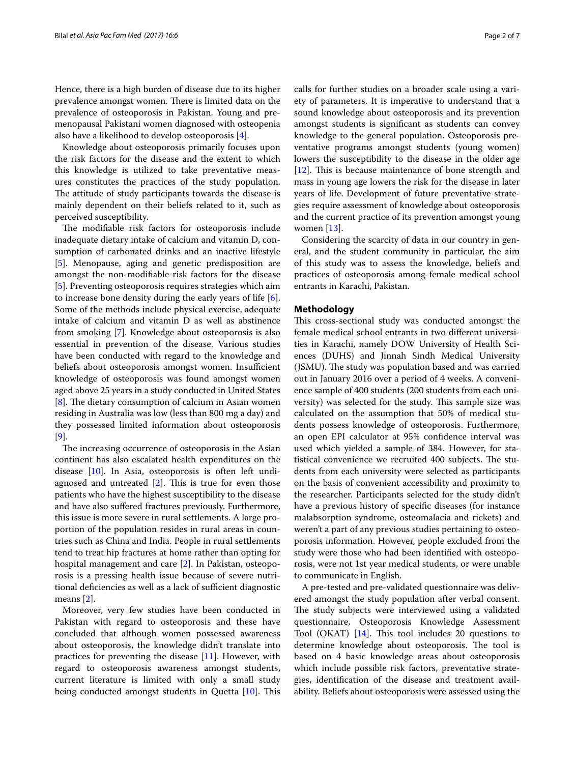Hence, there is a high burden of disease due to its higher prevalence amongst women. There is limited data on the prevalence of osteoporosis in Pakistan. Young and pre-menopausal Pakistani women diagnosed with osteopenia also have a likelihood to develop osteoporosis [4].

Knowledge about osteoporosis primarily focuses upon the risk factors for the disease and the extent to which this knowledge is utilized to take preventative measures constitutes the practices of the study population. The attitude of study participants towards the disease is mainly dependent on their beliefs related to it, such as perceived susceptibility.

The modifiable risk factors for osteoporosis include inadequate dietary intake of calcium and vitamin D, consumption of carbonated drinks and an inactive lifestyle [5]. Menopause, aging and genetic predisposition are amongst the non-modifiable risk factors for the disease [5]. Preventing osteoporosis requires strategies which aim to increase bone density during the early years of life [6]. Some of the methods include physical exercise, adequate intake of calcium and vitamin D as well as abstinence from smoking [7]. Knowledge about osteoporosis is also essential in prevention of the disease. Various studies have been conducted with regard to the knowledge and beliefs about osteoporosis amongst women. Insufficient knowledge of osteoporosis was found amongst women aged above 25 years in a study conducted in United States [8]. The dietary consumption of calcium in Asian women residing in Australia was low (less than 800 mg a day) and they possessed limited information about osteoporosis [9].

The increasing occurrence of osteoporosis in the Asian continent has also escalated health expenditures on the disease [10]. In Asia, osteoporosis is often left undiagnosed and untreated [2]. This is true for even those patients who have the highest susceptibility to the disease and have also suffered fractures previously. Furthermore, this issue is more severe in rural settlements. A large proportion of the population resides in rural areas in countries such as China and India. People in rural settlements tend to treat hip fractures at home rather than opting for hospital management and care [2]. In Pakistan, osteoporosis is a pressing health issue because of severe nutritional deficiencies as well as a lack of sufficient diagnostic means [2].

Moreover, very few studies have been conducted in Pakistan with regard to osteoporosis and these have concluded that although women possessed awareness about osteoporosis, the knowledge didn't translate into practices for preventing the disease [11]. However, with regard to osteoporosis awareness amongst students, current literature is limited with only a small study being conducted amongst students in Quetta [10]. This calls for further studies on a broader scale using a variety of parameters. It is imperative to understand that a sound knowledge about osteoporosis and its prevention amongst students is significant as students can convey knowledge to the general population. Osteoporosis preventative programs amongst students (young women) lowers the susceptibility to the disease in the older age [12]. This is because maintenance of bone strength and mass in young age lowers the risk for the disease in later years of life. Development of future preventative strategies require assessment of knowledge about osteoporosis and the current practice of its prevention amongst young women [13].

Considering the scarcity of data in our country in general, and the student community in particular, the aim of this study was to assess the knowledge, beliefs and practices of osteoporosis among female medical school entrants in Karachi, Pakistan.

## Methodology

This cross-sectional study was conducted amongst the female medical school entrants in two different universities in Karachi, namely DOW University of Health Sciences (DUHS) and Jinnah Sindh Medical University (JSMU). The study was population based and was carried out in January 2016 over a period of 4 weeks. A convenience sample of 400 students (200 students from each university) was selected for the study. This sample size was calculated on the assumption that 50% of medical students possess knowledge of osteoporosis. Furthermore, an open EPI calculator at 95% confidence interval was used which yielded a sample of 384. However, for statistical convenience we recruited 400 subjects. The students from each university were selected as participants on the basis of convenient accessibility and proximity to the researcher. Participants selected for the study didn't have a previous history of specific diseases (for instance malabsorption syndrome, osteomalacia and rickets) and weren't a part of any previous studies pertaining to osteoporosis information. However, people excluded from the study were those who had been identified with osteoporosis, were not 1st year medical students, or were unable to communicate in English.

A pre-tested and pre-validated questionnaire was delivered amongst the study population after verbal consent. The study subjects were interviewed using a validated questionnaire, Osteoporosis Knowledge Assessment Tool (OKAT) [14]. This tool includes 20 questions to determine knowledge about osteoporosis. The tool is based on 4 basic knowledge areas about osteoporosis which include possible risk factors, preventative strategies, identification of the disease and treatment availability. Beliefs about osteoporosis were assessed using the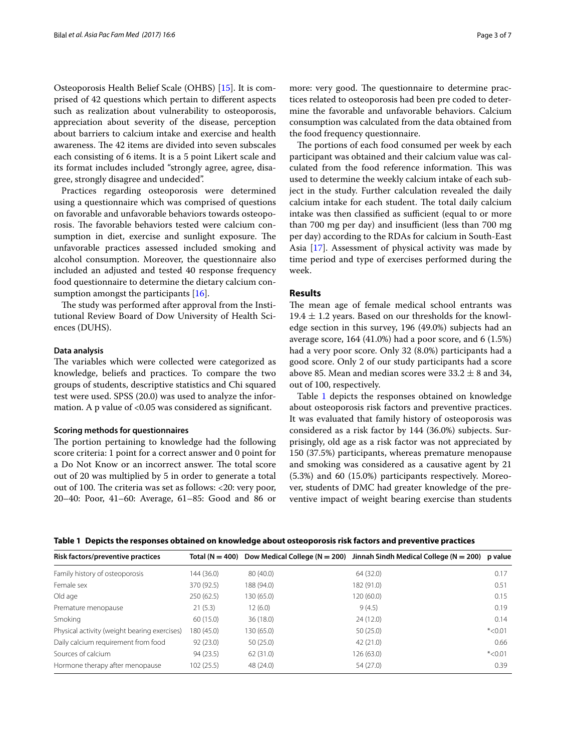Osteoporosis Health Belief Scale (OHBS) [15]. It is comprised of 42 questions which pertain to different aspects such as realization about vulnerability to osteoporosis, appreciation about severity of the disease, perception about barriers to calcium intake and exercise and health awareness. The 42 items are divided into seven subscales each consisting of 6 items. It is a 5 point Likert scale and its format includes included "strongly agree, agree, disagree, strongly disagree and undecided".

Practices regarding osteoporosis were determined using a questionnaire which was comprised of questions on favorable and unfavorable behaviors towards osteoporosis. The favorable behaviors tested were calcium consumption in diet, exercise and sunlight exposure. The unfavorable practices assessed included smoking and alcohol consumption. Moreover, the questionnaire also included an adjusted and tested 40 response frequency food questionnaire to determine the dietary calcium consumption amongst the participants [16].

The study was performed after approval from the Institutional Review Board of Dow University of Health Sciences (DUHS).

#### Data analysis

The variables which were collected were categorized as knowledge, beliefs and practices. To compare the two groups of students, descriptive statistics and Chi squared test were used. SPSS (20.0) was used to analyze the information. A p value of <0.05 was considered as significant.

#### Scoring methods for questionnaires

The portion pertaining to knowledge had the following score criteria: 1 point for a correct answer and 0 point for a Do Not Know or an incorrect answer. The total score out of 20 was multiplied by 5 in order to generate a total out of 100. The criteria was set as follows: <20: very poor, 20–40: Poor, 41–60: Average, 61–85: Good and 86 or more: very good. The questionnaire to determine practices related to osteoporosis had been pre coded to determine the favorable and unfavorable behaviors. Calcium consumption was calculated from the data obtained from the food frequency questionnaire.

The portions of each food consumed per week by each participant was obtained and their calcium value was calculated from the food reference information. This was used to determine the weekly calcium intake of each subject in the study. Further calculation revealed the daily calcium intake for each student. The total daily calcium intake was then classified as sufficient (equal to or more than 700 mg per day) and insufficient (less than 700 mg per day) according to the RDAs for calcium in South-East Asia [17]. Assessment of physical activity was made by time period and type of exercises performed during the week.

## Results

The mean age of female medical school entrants was $19.4 \pm 1.2$ years. Based on our thresholds for the knowledge section in this survey, 196 (49.0%) subjects had an average score, 164 (41.0%) had a poor score, and 6 (1.5%) had a very poor score. Only 32 (8.0%) participants had a good score. Only 2 of our study participants had a score above 85. Mean and median scores were $33.2 \pm 8$ and 34, out of 100, respectively.

Table 1 depicts the responses obtained on knowledge about osteoporosis risk factors and preventive practices. It was evaluated that family history of osteoporosis was considered as a risk factor by 144 (36.0%) subjects. Surprisingly, old age as a risk factor was not appreciated by 150 (37.5%) participants, whereas premature menopause and smoking was considered as a causative agent by 21 (5.3%) and 60 (15.0%) participants respectively. Moreover, students of DMC had greater knowledge of the preventive impact of weight bearing exercise than students

**Table 1 Depicts the responses obtained on knowledge about osteoporosis risk factors and preventive practices**

| Risk factors/preventive practices | Total (N = 400) | Dow Medical College (N = 200) | Jinnah Sindh Medical College (N = 200) | p value |
|---|---|---|---|---|
| Family history of osteoporosis | 144 (36.0) | 80 (40.0) | 64 (32.0) | 0.17 |
| Female sex | 370 (92.5) | 188 (94.0) | 182 (91.0) | 0.51 |
| Old age | 250 (62.5) | 130 (65.0) | 120 (60.0) | 0.15 |
| Premature menopause | 21 (5.3) | 12 (6.0) | 9 (4.5) | 0.19 |
| Smoking | 60 (15.0) | 36 (18.0) | 24 (12.0) | 0.14 |
| Physical activity (weight bearing exercises) | 180 (45.0) | 130 (65.0) | 50 (25.0) | *<0.01 |
| Daily calcium requirement from food | 92 (23.0) | 50 (25.0) | 42 (21.0) | 0.66 |
| Sources of calcium | 94 (23.5) | 62 (31.0) | 126 (63.0) | *<0.01 |
| Hormone therapy after menopause | 102 (25.5) | 48 (24.0) | 54 (27.0) | 0.39 |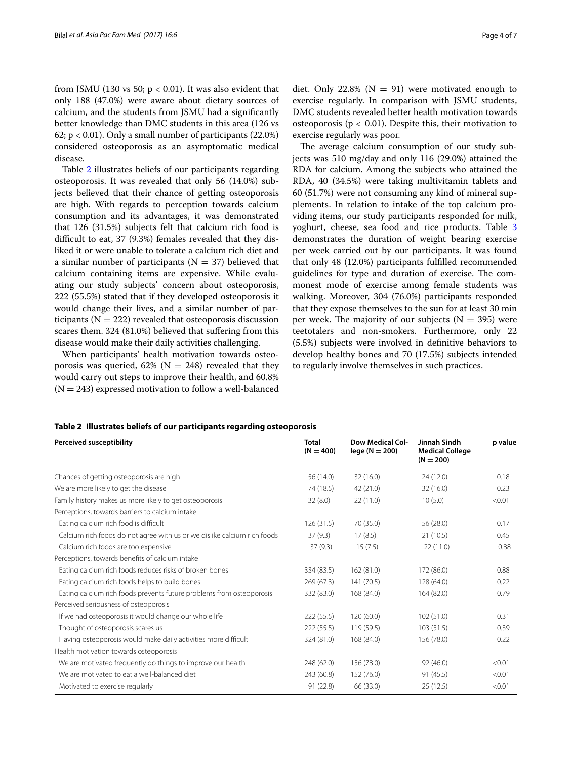from JSMU (130 vs 50; $p < 0.01$). It was also evident that only 188 (47.0%) were aware about dietary sources of calcium, and the students from JSMU had a significantly better knowledge than DMC students in this area (126 vs 62; $p < 0.01$). Only a small number of participants (22.0%) considered osteoporosis as an asymptomatic medical disease.

Table 2 illustrates beliefs of our participants regarding osteoporosis. It was revealed that only 56 (14.0%) subjects believed that their chance of getting osteoporosis are high. With regards to perception towards calcium consumption and its advantages, it was demonstrated that 126 (31.5%) subjects felt that calcium rich food is difficult to eat, 37 (9.3%) females revealed that they disliked it or were unable to tolerate a calcium rich diet and a similar number of participants ($N = 37$) believed that calcium containing items are expensive. While evaluating our study subjects' concern about osteoporosis, 222 (55.5%) stated that if they developed osteoporosis it would change their lives, and a similar number of participants ($N = 222$) revealed that osteoporosis discussion scares them. 324 (81.0%) believed that suffering from this disease would make their daily activities challenging.

When participants' health motivation towards osteoporosis was queried, 62% ($N = 248$) revealed that they would carry out steps to improve their health, and 60.8% ($N = 243$) expressed motivation to follow a well-balanced diet. Only 22.8% ($N = 91$) were motivated enough to exercise regularly. In comparison with JSMU students, DMC students revealed better health motivation towards osteoporosis ($p < 0.01$). Despite this, their motivation to exercise regularly was poor.

The average calcium consumption of our study subjects was 510 mg/day and only 116 (29.0%) attained the RDA for calcium. Among the subjects who attained the RDA, 40 (34.5%) were taking multivitamin tablets and 60 (51.7%) were not consuming any kind of mineral supplements. In relation to intake of the top calcium providing items, our study participants responded for milk, yoghurt, cheese, sea food and rice products. Table 3 demonstrates the duration of weight bearing exercise per week carried out by our participants. It was found that only 48 (12.0%) participants fulfilled recommended guidelines for type and duration of exercise. The commonest mode of exercise among female students was walking. Moreover, 304 (76.0%) participants responded that they expose themselves to the sun for at least 30 min per week. The majority of our subjects ($N = 395$) were teetotalers and non-smokers. Furthermore, only 22 (5.5%) subjects were involved in definitive behaviors to develop healthy bones and 70 (17.5%) subjects intended to regularly involve themselves in such practices.

**Table 2 Illustrates beliefs of our participants regarding osteoporosis**

| Perceived susceptibility | Total (N = 400) | Dow Medical College (N = 200) | Jinnah Sindh Medical College (N = 200) | p value |
|---|---|---|---|---|
| Chances of getting osteoporosis are high | 56 (14.0) | 32 (16.0) | 24 (12.0) | 0.18 |
| We are more likely to get the disease | 74 (18.5) | 42 (21.0) | 32 (16.0) | 0.23 |
| Family history makes us more likely to get osteoporosis | 32 (8.0) | 22 (11.0) | 10 (5.0) | <0.01 |
| Perceptions, towards barriers to calcium intake | | | | |
| Eating calcium rich food is difficult | 126 (31.5) | 70 (35.0) | 56 (28.0) | 0.17 |
| Calcium rich foods do not agree with us or we dislike calcium rich foods | 37 (9.3) | 17 (8.5) | 21 (10.5) | 0.45 |
| Calcium rich foods are too expensive | 37 (9.3) | 15 (7.5) | 22 (11.0) | 0.88 |
| Perceptions, towards benefits of calcium intake | | | | |
| Eating calcium rich foods reduces risks of broken bones | 334 (83.5) | 162 (81.0) | 172 (86.0) | 0.88 |
| Eating calcium rich foods helps to build bones | 269 (67.3) | 141 (70.5) | 128 (64.0) | 0.22 |
| Eating calcium rich foods prevents future problems from osteoporosis | 332 (83.0) | 168 (84.0) | 164 (82.0) | 0.79 |
| Perceived seriousness of osteoporosis | | | | |
| If we had osteoporosis it would change our whole life | 222 (55.5) | 120 (60.0) | 102 (51.0) | 0.31 |
| Thought of osteoporosis scares us | 222 (55.5) | 119 (59.5) | 103 (51.5) | 0.39 |
| Having osteoporosis would make daily activities more difficult | 324 (81.0) | 168 (84.0) | 156 (78.0) | 0.22 |
| Health motivation towards osteoporosis | | | | |
| We are motivated frequently do things to improve our health | 248 (62.0) | 156 (78.0) | 92 (46.0) | <0.01 |
| We are motivated to eat a well-balanced diet | 243 (60.8) | 152 (76.0) | 91 (45.5) | <0.01 |
| Motivated to exercise regularly | 91 (22.8) | 66 (33.0) | 25 (12.5) | <0.01 |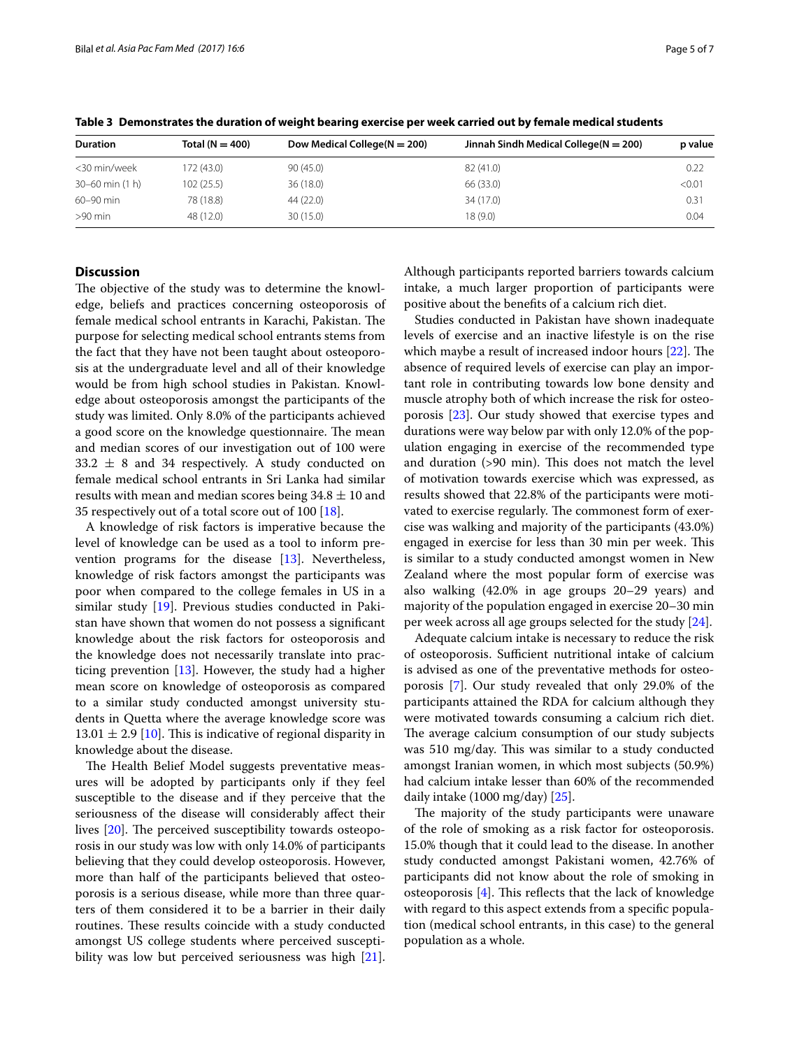**Table 3 Demonstrates the duration of weight bearing exercise per week carried out by female medical students**

| Duration | Total (N = 400) | Dow Medical College(N = 200) | Jinnah Sindh Medical College(N = 200) | p value |
|---|---|---|---|---|
| <30 min/week | 172 (43.0) | 90 (45.0) | 82 (41.0) | 0.22 |
| 30–60 min (1 h) | 102 (25.5) | 36 (18.0) | 66 (33.0) | <0.01 |
| 60–90 min | 78 (18.8) | 44 (22.0) | 34 (17.0) | 0.31 |
| >90 min | 48 (12.0) | 30 (15.0) | 18 (9.0) | 0.04 |

## Discussion

The objective of the study was to determine the knowledge, beliefs and practices concerning osteoporosis of female medical school entrants in Karachi, Pakistan. The purpose for selecting medical school entrants stems from the fact that they have not been taught about osteoporosis at the undergraduate level and all of their knowledge would be from high school studies in Pakistan. Knowledge about osteoporosis amongst the participants of the study was limited. Only 8.0% of the participants achieved a good score on the knowledge questionnaire. The mean and median scores of our investigation out of 100 were $33.2 \pm 8$ and 34 respectively. A study conducted on female medical school entrants in Sri Lanka had similar results with mean and median scores being $34.8 \pm 10$ and 35 respectively out of a total score out of 100 [18].

A knowledge of risk factors is imperative because the level of knowledge can be used as a tool to inform prevention programs for the disease [13]. Nevertheless, knowledge of risk factors amongst the participants was poor when compared to the college females in US in a similar study [19]. Previous studies conducted in Pakistan have shown that women do not possess a significant knowledge about the risk factors for osteoporosis and the knowledge does not necessarily translate into practicing prevention [13]. However, the study had a higher mean score on knowledge of osteoporosis as compared to a similar study conducted amongst university students in Quetta where the average knowledge score was $13.01 \pm 2.9$ [10]. This is indicative of regional disparity in knowledge about the disease.

The Health Belief Model suggests preventative measures will be adopted by participants only if they feel susceptible to the disease and if they perceive that the seriousness of the disease will considerably affect their lives [20]. The perceived susceptibility towards osteoporosis in our study was low with only 14.0% of participants believing that they could develop osteoporosis. However, more than half of the participants believed that osteoporosis is a serious disease, while more than three quarters of them considered it to be a barrier in their daily routines. These results coincide with a study conducted amongst US college students where perceived susceptibility was low but perceived seriousness was high [21]. Although participants reported barriers towards calcium intake, a much larger proportion of participants were positive about the benefits of a calcium rich diet.

Studies conducted in Pakistan have shown inadequate levels of exercise and an inactive lifestyle is on the rise which maybe a result of increased indoor hours [22]. The absence of required levels of exercise can play an important role in contributing towards low bone density and muscle atrophy both of which increase the risk for osteoporosis [23]. Our study showed that exercise types and durations were way below par with only 12.0% of the population engaging in exercise of the recommended type and duration (>90 min). This does not match the level of motivation towards exercise which was expressed, as results showed that 22.8% of the participants were motivated to exercise regularly. The commonest form of exercise was walking and majority of the participants (43.0%) engaged in exercise for less than 30 min per week. This is similar to a study conducted amongst women in New Zealand where the most popular form of exercise was also walking (42.0% in age groups 20–29 years) and majority of the population engaged in exercise 20–30 min per week across all age groups selected for the study [24].

Adequate calcium intake is necessary to reduce the risk of osteoporosis. Sufficient nutritional intake of calcium is advised as one of the preventative methods for osteoporosis [7]. Our study revealed that only 29.0% of the participants attained the RDA for calcium although they were motivated towards consuming a calcium rich diet. The average calcium consumption of our study subjects was 510 mg/day. This was similar to a study conducted amongst Iranian women, in which most subjects (50.9%) had calcium intake lesser than 60% of the recommended daily intake (1000 mg/day) [25].

The majority of the study participants were unaware of the role of smoking as a risk factor for osteoporosis. 15.0% though that it could lead to the disease. In another study conducted amongst Pakistani women, 42.76% of participants did not know about the role of smoking in osteoporosis [4]. This reflects that the lack of knowledge with regard to this aspect extends from a specific population (medical school entrants, in this case) to the general population as a whole.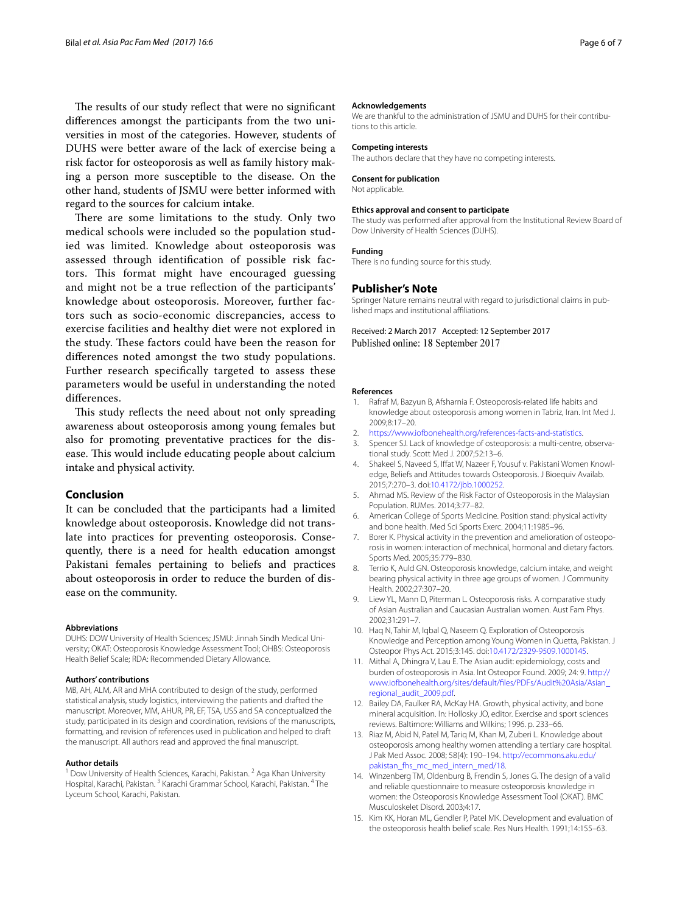The results of our study reflect that were no significant differences amongst the participants from the two universities in most of the categories. However, students of DUHS were better aware of the lack of exercise being a risk factor for osteoporosis as well as family history making a person more susceptible to the disease. On the other hand, students of JSMU were better informed with regard to the sources for calcium intake.

There are some limitations to the study. Only two medical schools were included so the population studied was limited. Knowledge about osteoporosis was assessed through identification of possible risk factors. This format might have encouraged guessing and might not be a true reflection of the participants' knowledge about osteoporosis. Moreover, further factors such as socio-economic discrepancies, access to exercise facilities and healthy diet were not explored in the study. These factors could have been the reason for differences noted amongst the two study populations. Further research specifically targeted to assess these parameters would be useful in understanding the noted differences.

This study reflects the need about not only spreading awareness about osteoporosis among young females but also for promoting preventative practices for the disease. This would include educating people about calcium intake and physical activity.

## Conclusion

It can be concluded that the participants had a limited knowledge about osteoporosis. Knowledge did not translate into practices for preventing osteoporosis. Consequently, there is a need for health education amongst Pakistani females pertaining to beliefs and practices about osteoporosis in order to reduce the burden of disease on the community.

#### Abbreviations

DUHS: DOW University of Health Sciences; JSMU: Jinnah Sindh Medical University; OKAT: Osteoporosis Knowledge Assessment Tool; OHBS: Osteoporosis Health Belief Scale; RDA: Recommended Dietary Allowance.

#### Authors' contributions

MB, AH, ALM, AR and MHA contributed to design of the study, performed statistical analysis, study logistics, interviewing the patients and drafted the manuscript. Moreover, MM, AHUR, PR, EF, TSA, USS and SA conceptualized the study, participated in its design and coordination, revisions of the manuscripts, formatting, and revision of references used in publication and helped to draft the manuscript. All authors read and approved the final manuscript.

#### Author details

[1] Dow University of Health Sciences, Karachi, Pakistan. [2] Aga Khan University Hospital, Karachi, Pakistan. [3] Karachi Grammar School, Karachi, Pakistan. [4] The Lyceum School, Karachi, Pakistan.

#### Acknowledgements

We are thankful to the administration of JSMU and DUHS for their contributions to this article.

#### Competing interests

The authors declare that they have no competing interests.

#### Consent for publication

Not applicable.

#### Ethics approval and consent to participate

The study was performed after approval from the Institutional Review Board of Dow University of Health Sciences (DUHS).

#### Funding

There is no funding source for this study.

### Publisher's Note

Springer Nature remains neutral with regard to jurisdictional claims in published maps and institutional affiliations.

Received: 2 March 2017 Accepted: 12 September 2017
Published online: 18 September 2017

#### References

1. Rafraf M, Bazyun B, Afsharnia F. Osteoporosis-related life habits and knowledge about osteoporosis among women in Tabriz, Iran. Int Med J. 2009;8:17–20.
2. https://www.iofbonehealth.org/references-facts-and-statistics.
3. Spencer SJ. Lack of knowledge of osteoporosis: a multi-centre, observational study. Scott Med J. 2007;52:13–6.
4. Shakeel S, Naveed S, Iffat W, Nazeer F, Yousuf v. Pakistani Women Knowledge, Beliefs and Attitudes towards Osteoporosis. J Bioequiv Availab. 2015;7:270–3. doi:10.4172/jbb.1000252.
5. Ahmad MS. Review of the Risk Factor of Osteoporosis in the Malaysian Population. RUMes. 2014;3:77–82.
6. American College of Sports Medicine. Position stand: physical activity and bone health. Med Sci Sports Exerc. 2004;11:1985–96.
7. Borer K. Physical activity in the prevention and amelioration of osteoporosis in women: interaction of mechnical, hormonal and dietary factors. Sports Med. 2005;35:779–830.
8. Terrio K, Auld GN. Osteoporosis knowledge, calcium intake, and weight bearing physical activity in three age groups of women. J Community Health. 2002;27:307–20.
9. Liew YL, Mann D, Piterman L. Osteoporosis risks. A comparative study of Asian Australian and Caucasian Australian women. Aust Fam Phys. 2002;31:291–7.
10. Haq N, Tahir M, Iqbal Q, Naseem Q. Exploration of Osteoporosis Knowledge and Perception among Young Women in Quetta, Pakistan. J Osteopor Phys Act. 2015;3:145. doi:10.4172/2329-9509.1000145.
11. Mithal A, Dhingra V, Lau E. The Asian audit: epidemiology, costs and burden of osteoporosis in Asia. Int Osteopor Found. 2009; 24: 9. http://www.iofbonehealth.org/sites/default/files/PDFs/Audit%20Asia/Asian_regional_audit_2009.pdf.
12. Bailey DA, Faulker RA, McKay HA. Growth, physical activity, and bone mineral acquisition. In: Hollosky JO, editor. Exercise and sport sciences reviews. Baltimore: Williams and Wilkins; 1996. p. 233–66.
13. Riaz M, Abid N, Patel M, Tariq M, Khan M, Zuberi L. Knowledge about osteoporosis among healthy women attending a tertiary care hospital. J Pak Med Assoc. 2008; 58(4): 190–194. http://ecommons.aku.edu/pakistan_fhs_mc_med_intern_med/18.
14. Winzenberg TM, Oldenburg B, Frendin S, Jones G. The design of a valid and reliable questionnaire to measure osteoporosis knowledge in women: the Osteoporosis Knowledge Assessment Tool (OKAT). BMC Musculoskelet Disord. 2003;4:17.
15. Kim KK, Horan ML, Gendler P, Patel MK. Development and evaluation of the osteoporosis health belief scale. Res Nurs Health. 1991;14:155–63.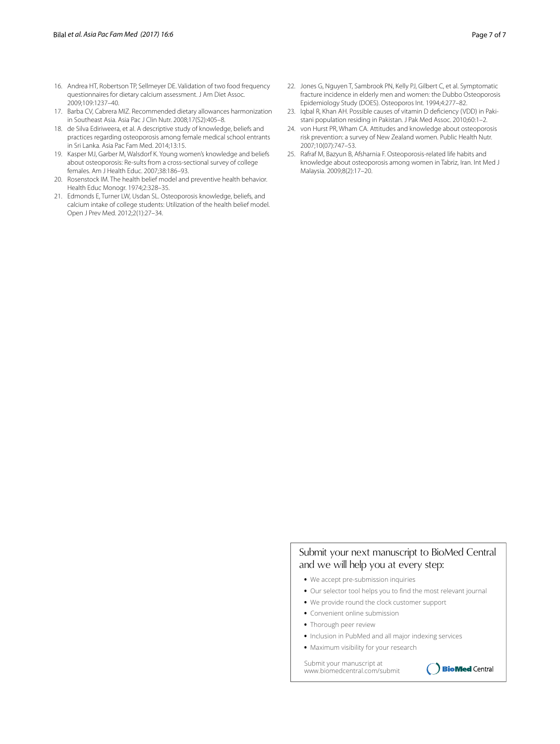16. Andrea HT, Robertson TP, Sellmeyer DE. Validation of two food frequency questionnaires for dietary calcium assessment. J Am Diet Assoc. 2009;109:1237–40.
17. Barba CV, Cabrera MIZ. Recommended dietary allowances harmonization in Southeast Asia. Asia Pac J Clin Nutr. 2008;17(S2):405–8.
18. de Silva Ediriweera, et al. A descriptive study of knowledge, beliefs and practices regarding osteoporosis among female medical school entrants in Sri Lanka. Asia Pac Fam Med. 2014;13:15.
19. Kasper MJ, Garber M, Walsdorf K. Young women's knowledge and beliefs about osteoporosis: Re-sults from a cross-sectional survey of college females. Am J Health Educ. 2007;38:186–93.
20. Rosenstock IM. The health belief model and preventive health behavior. Health Educ Monogr. 1974;2:328–35.
21. Edmonds E, Turner LW, Usdan SL. Osteoporosis knowledge, beliefs, and calcium intake of college students: Utilization of the health belief model. Open J Prev Med. 2012;2(1):27–34.
22. Jones G, Nguyen T, Sambrook PN, Kelly PJ, Gilbert C, et al. Symptomatic fracture incidence in elderly men and women: the Dubbo Osteoporosis Epidemiology Study (DOES). Osteoporos Int. 1994;4:277–82.
23. Iqbal R, Khan AH. Possible causes of vitamin D deficiency (VDD) in Pakistani population residing in Pakistan. J Pak Med Assoc. 2010;60:1–2.
24. von Hurst PR, Wham CA. Attitudes and knowledge about osteoporosis risk prevention: a survey of New Zealand women. Public Health Nutr. 2007;10(07):747–53.
25. Rafraf M, Bazyun B, Afsharnia F. Osteoporosis-related life habits and knowledge about osteoporosis among women in Tabriz, Iran. Int Med J Malaysia. 2009;8(2):17–20.

Submit your next manuscript to BioMed Central and we will help you at every step:

- We accept pre-submission inquiries
- Our selector tool helps you to find the most relevant journal
- We provide round the clock customer support
- Convenient online submission
- Thorough peer review
- Inclusion in PubMed and all major indexing services
- Maximum visibility for your research

Submit your manuscript at www.biomedcentral.com/submit

BioMed Central